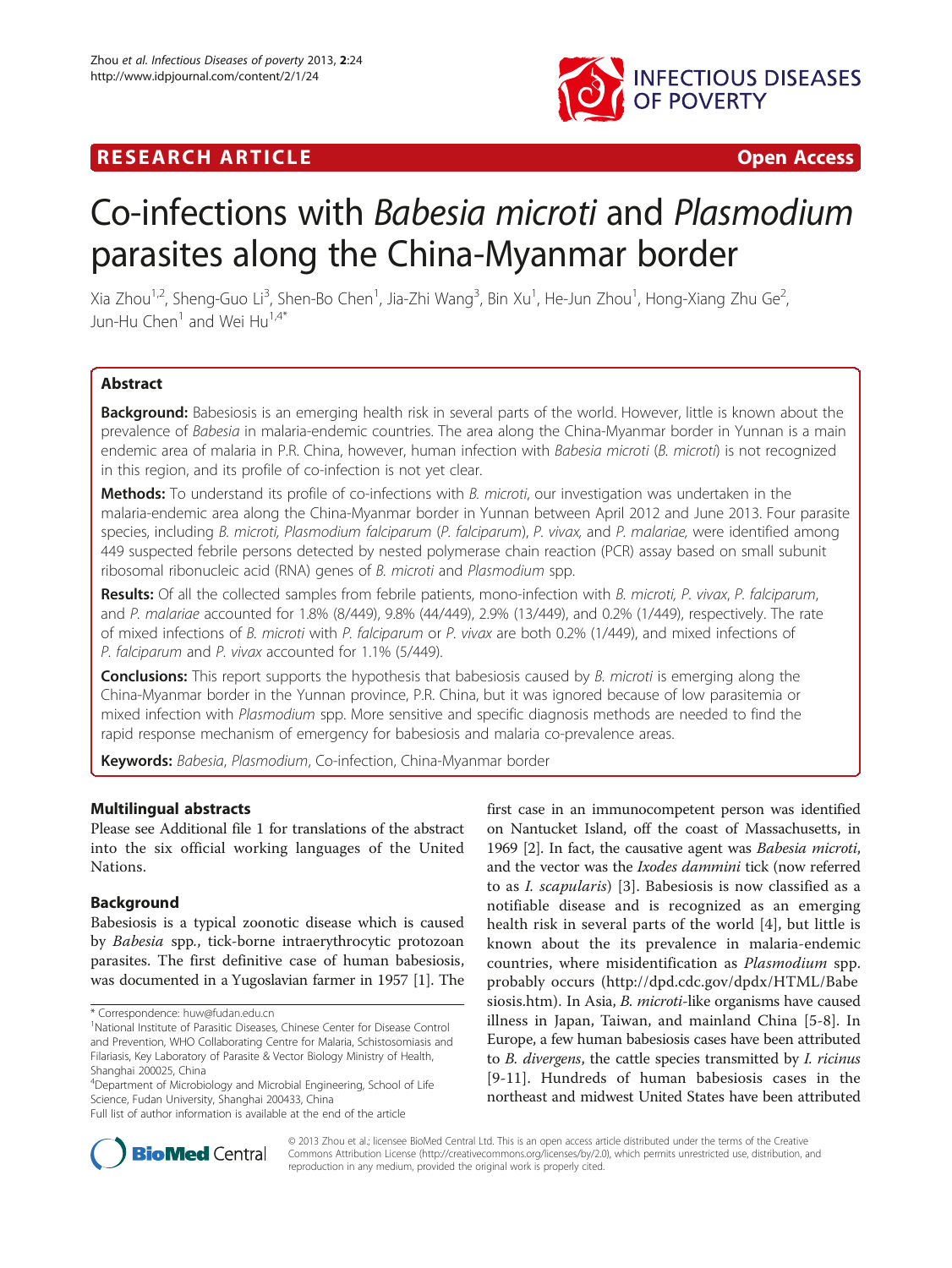RESEARCH ARTICLE Open Access

# Co-infections with *Babesia microti* and *Plasmodium* parasites along the China-Myanmar border

Xia Zhou[1,2], Sheng-Guo Li[3], Shen-Bo Chen[1], Jia-Zhi Wang[3], Bin Xu[1], He-Jun Zhou[1], Hong-Xiang Zhu Ge[2], Jun-Hu Chen[1] and Wei Hu[1,4*]

## Abstract

**Background:** Babesiosis is an emerging health risk in several parts of the world. However, little is known about the prevalence of *Babesia* in malaria-endemic countries. The area along the China-Myanmar border in Yunnan is a main endemic area of malaria in P.R. China, however, human infection with *Babesia microti* (*B. microti*) is not recognized in this region, and its profile of co-infection is not yet clear.

**Methods:** To understand its profile of co-infections with *B. microti*, our investigation was undertaken in the malaria-endemic area along the China-Myanmar border in Yunnan between April 2012 and June 2013. Four parasite species, including *B. microti, Plasmodium falciparum* (*P. falciparum*), *P. vivax,* and *P. malariae,* were identified among 449 suspected febrile persons detected by nested polymerase chain reaction (PCR) assay based on small subunit ribosomal ribonucleic acid (RNA) genes of *B. microti* and *Plasmodium* spp.

**Results:** Of all the collected samples from febrile patients, mono-infection with *B. microti, P. vivax*, *P. falciparum*, and *P. malariae* accounted for 1.8% (8/449), 9.8% (44/449), 2.9% (13/449), and 0.2% (1/449), respectively. The rate of mixed infections of *B. microti* with *P. falciparum* or *P. vivax* are both 0.2% (1/449), and mixed infections of *P. falciparum* and *P. vivax* accounted for 1.1% (5/449).

**Conclusions:** This report supports the hypothesis that babesiosis caused by *B. microti* is emerging along the China-Myanmar border in the Yunnan province, P.R. China, but it was ignored because of low parasitemia or mixed infection with *Plasmodium* spp. More sensitive and specific diagnosis methods are needed to find the rapid response mechanism of emergency for babesiosis and malaria co-prevalence areas.

**Keywords:** *Babesia*, *Plasmodium*, Co-infection, China-Myanmar border

## Multilingual abstracts

Please see Additional file 1 for translations of the abstract into the six official working languages of the United Nations.

## Background

Babesiosis is a typical zoonotic disease which is caused by *Babesia* spp., tick-borne intraerythrocytic protozoan parasites. The first definitive case of human babesiosis, was documented in a Yugoslavian farmer in 1957 [1]. The first case in an immunocompetent person was identified on Nantucket Island, off the coast of Massachusetts, in 1969 [2]. In fact, the causative agent was *Babesia microti*, and the vector was the *Ixodes dammini* tick (now referred to as *I. scapularis*) [3]. Babesiosis is now classified as a notifiable disease and is recognized as an emerging health risk in several parts of the world [4], but little is known about the its prevalence in malaria-endemic countries, where misidentification as *Plasmodium* spp. probably occurs (http://dpd.cdc.gov/dpdx/HTML/Babesiosis.htm). In Asia, *B. microti*-like organisms have caused illness in Japan, Taiwan, and mainland China [5-8]. In Europe, a few human babesiosis cases have been attributed to *B. divergens*, the cattle species transmitted by *I. ricinus* [9-11]. Hundreds of human babesiosis cases in the northeast and midwest United States have been attributed

* Correspondence: huw@fudan.edu.cn
[1]National Institute of Parasitic Diseases, Chinese Center for Disease Control and Prevention, WHO Collaborating Centre for Malaria, Schistosomiasis and Filariasis, Key Laboratory of Parasite & Vector Biology Ministry of Health, Shanghai 200025, China
[4]Department of Microbiology and Microbial Engineering, School of Life Science, Fudan University, Shanghai 200433, China
Full list of author information is available at the end of the article

© 2013 Zhou et al.; licensee BioMed Central Ltd. This is an open access article distributed under the terms of the Creative Commons Attribution License (http://creativecommons.org/licenses/by/2.0), which permits unrestricted use, distribution, and reproduction in any medium, provided the original work is properly cited.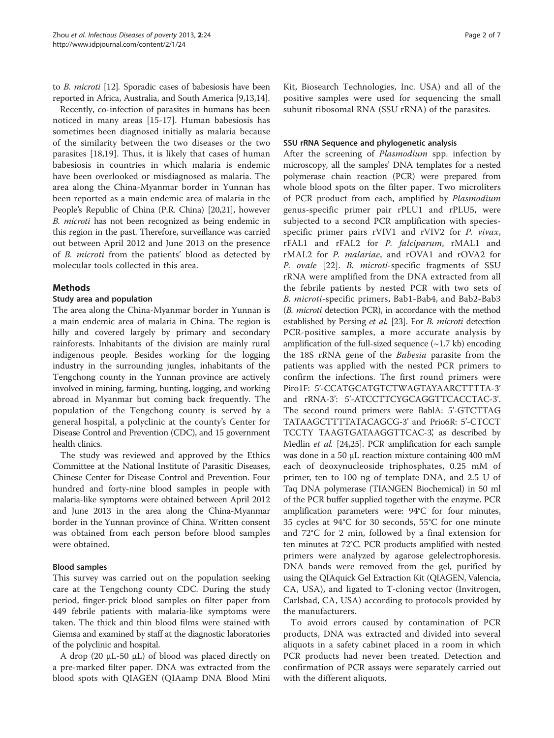to *B. microti* [12]. Sporadic cases of babesiosis have been reported in Africa, Australia, and South America [9,13,14].

Recently, co-infection of parasites in humans has been noticed in many areas [15-17]. Human babesiosis has sometimes been diagnosed initially as malaria because of the similarity between the two diseases or the two parasites [18,19]. Thus, it is likely that cases of human babesiosis in countries in which malaria is endemic have been overlooked or misdiagnosed as malaria. The area along the China-Myanmar border in Yunnan has been reported as a main endemic area of malaria in the People's Republic of China (P.R. China) [20,21], however *B. microti* has not been recognized as being endemic in this region in the past. Therefore, surveillance was carried out between April 2012 and June 2013 on the presence of *B. microti* from the patients' blood as detected by molecular tools collected in this area.

## Methods

### Study area and population

The area along the China-Myanmar border in Yunnan is a main endemic area of malaria in China. The region is hilly and covered largely by primary and secondary rainforests. Inhabitants of the division are mainly rural indigenous people. Besides working for the logging industry in the surrounding jungles, inhabitants of the Tengchong county in the Yunnan province are actively involved in mining, farming, hunting, logging, and working abroad in Myanmar but coming back frequently. The population of the Tengchong county is served by a general hospital, a polyclinic at the county's Center for Disease Control and Prevention (CDC), and 15 government health clinics.

The study was reviewed and approved by the Ethics Committee at the National Institute of Parasitic Diseases, Chinese Center for Disease Control and Prevention. Four hundred and forty-nine blood samples in people with malaria-like symptoms were obtained between April 2012 and June 2013 in the area along the China-Myanmar border in the Yunnan province of China. Written consent was obtained from each person before blood samples were obtained.

### Blood samples

This survey was carried out on the population seeking care at the Tengchong county CDC. During the study period, finger-prick blood samples on filter paper from 449 febrile patients with malaria-like symptoms were taken. The thick and thin blood films were stained with Giemsa and examined by staff at the diagnostic laboratories of the polyclinic and hospital.

A drop (20 μL-50 μL) of blood was placed directly on a pre-marked filter paper. DNA was extracted from the blood spots with QIAGEN (QIAamp DNA Blood Mini Kit, Biosearch Technologies, Inc. USA) and all of the positive samples were used for sequencing the small subunit ribosomal RNA (SSU rRNA) of the parasites.

### SSU rRNA Sequence and phylogenetic analysis

After the screening of *Plasmodium* spp. infection by microscopy, all the samples' DNA templates for a nested polymerase chain reaction (PCR) were prepared from whole blood spots on the filter paper. Two microliters of PCR product from each, amplified by *Plasmodium* genus-specific primer pair rPLU1 and rPLU5, were subjected to a second PCR amplification with species-specific primer pairs rVIV1 and rVIV2 for *P. vivax*, rFAL1 and rFAL2 for *P. falciparum*, rMAL1 and rMAL2 for *P. malariae*, and rOVA1 and rOVA2 for *P. ovale* [22]. *B. microti*-specific fragments of SSU rRNA were amplified from the DNA extracted from all the febrile patients by nested PCR with two sets of *B. microti*-specific primers, Bab1-Bab4, and Bab2-Bab3 (*B. microti* detection PCR), in accordance with the method established by Persing *et al.* [23]. For *B. microti* detection PCR-positive samples, a more accurate analysis by amplification of the full-sized sequence (~1.7 kb) encoding the 18S rRNA gene of the *Babesia* parasite from the patients was applied with the nested PCR primers to confirm the infections. The first round primers were Piro1F: 5'-CCATGCATGTCTWAGTAYAARCTTTTA-3' and rRNA-3': 5'-ATCCTTCYGCAGGTTCACCTAC-3'. The second round primers were BablA: 5'-GTCTTAG TATAAGCTTTTATACAGCG-3' and Prio6R: 5'-CTCCT TCCTY TAAGTGATAAGGTTCAC-3', as described by Medlin *et al.* [24,25]. PCR amplification for each sample was done in a 50 μL reaction mixture containing 400 mM each of deoxynucleoside triphosphates, 0.25 mM of primer, ten to 100 ng of template DNA, and 2.5 U of Taq DNA polymerase (TIANGEN Biochemical) in 50 ml of the PCR buffer supplied together with the enzyme. PCR amplification parameters were: 94°C for four minutes, 35 cycles at 94°C for 30 seconds, 55°C for one minute and 72°C for 2 min, followed by a final extension for ten minutes at 72°C. PCR products amplified with nested primers were analyzed by agarose gelelectrophoresis. DNA bands were removed from the gel, purified by using the QIAquick Gel Extraction Kit (QIAGEN, Valencia, CA, USA), and ligated to T-cloning vector (Invitrogen, Carlsbad, CA, USA) according to protocols provided by the manufacturers.

To avoid errors caused by contamination of PCR products, DNA was extracted and divided into several aliquots in a safety cabinet placed in a room in which PCR products had never been treated. Detection and confirmation of PCR assays were separately carried out with the different aliquots.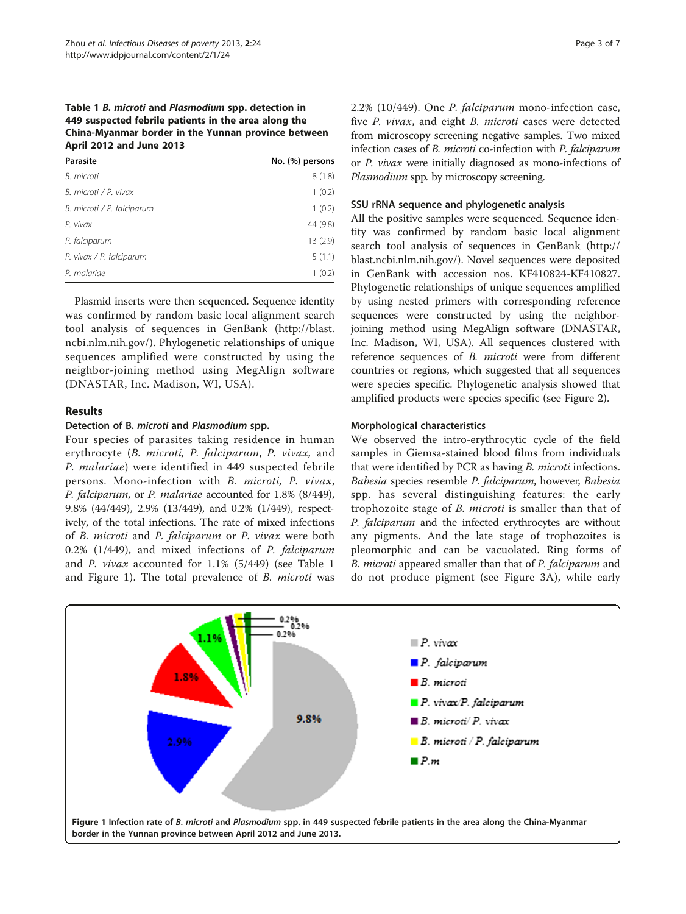**Table 1 *B. microti* and *Plasmodium* spp. detection in 449 suspected febrile patients in the area along the China-Myanmar border in the Yunnan province between April 2012 and June 2013**

| Parasite | No. (%) persons |
|---|---|
| *B. microti* | 8 (1.8) |
| *B. microti / P. vivax* | 1 (0.2) |
| *B. microti / P. falciparum* | 1 (0.2) |
| *P. vivax* | 44 (9.8) |
| *P. falciparum* | 13 (2.9) |
| *P. vivax / P. falciparum* | 5 (1.1) |
| *P. malariae* | 1 (0.2) |

Plasmid inserts were then sequenced. Sequence identity was confirmed by random basic local alignment search tool analysis of sequences in GenBank (http://blast.ncbi.nlm.nih.gov/). Phylogenetic relationships of unique sequences amplified were constructed by using the neighbor-joining method using MegAlign software (DNASTAR, Inc. Madison, WI, USA).

## Results

### Detection of B. *microti* and *Plasmodium* spp.

Four species of parasites taking residence in human erythrocyte (*B. microti, P. falciparum, P. vivax,* and *P. malariae*) were identified in 449 suspected febrile persons. Mono-infection with *B. microti, P. vivax, P. falciparum*, or *P. malariae* accounted for 1.8% (8/449), 9.8% (44/449), 2.9% (13/449), and 0.2% (1/449), respectively, of the total infections. The rate of mixed infections of *B. microti* and *P. falciparum* or *P. vivax* were both 0.2% (1/449), and mixed infections of *P. falciparum* and *P. vivax* accounted for 1.1% (5/449) (see Table 1 and Figure 1). The total prevalence of *B. microti* was 2.2% (10/449). One *P. falciparum* mono-infection case, five *P. vivax*, and eight *B. microti* cases were detected from microscopy screening negative samples. Two mixed infection cases of *B. microti* co-infection with *P. falciparum* or *P. vivax* were initially diagnosed as mono-infections of *Plasmodium* spp. by microscopy screening.

### SSU rRNA sequence and phylogenetic analysis

All the positive samples were sequenced. Sequence identity was confirmed by random basic local alignment search tool analysis of sequences in GenBank (http://blast.ncbi.nlm.nih.gov/). Novel sequences were deposited in GenBank with accession nos. KF410824-KF410827. Phylogenetic relationships of unique sequences amplified by using nested primers with corresponding reference sequences were constructed by using the neighbor-joining method using MegAlign software (DNASTAR, Inc. Madison, WI, USA). All sequences clustered with reference sequences of *B. microti* were from different countries or regions, which suggested that all sequences were species specific. Phylogenetic analysis showed that amplified products were species specific (see Figure 2).

### Morphological characteristics

We observed the intro-erythrocytic cycle of the field samples in Giemsa-stained blood films from individuals that were identified by PCR as having *B. microti* infections. *Babesia* species resemble *P. falciparum*, however, *Babesia* spp. has several distinguishing features: the early trophozoite stage of *B. microti* is smaller than that of *P. falciparum* and the infected erythrocytes are without any pigments. And the late stage of trophozoites is pleomorphic and can be vacuolated. Ring forms of *B. microti* appeared smaller than that of *P. falciparum* and do not produce pigment (see Figure 3A), while early

**Figure 1** Infection rate of *B. microti* and *Plasmodium* spp. in 449 suspected febrile patients in the area along the China-Myanmar border in the Yunnan province between April 2012 and June 2013.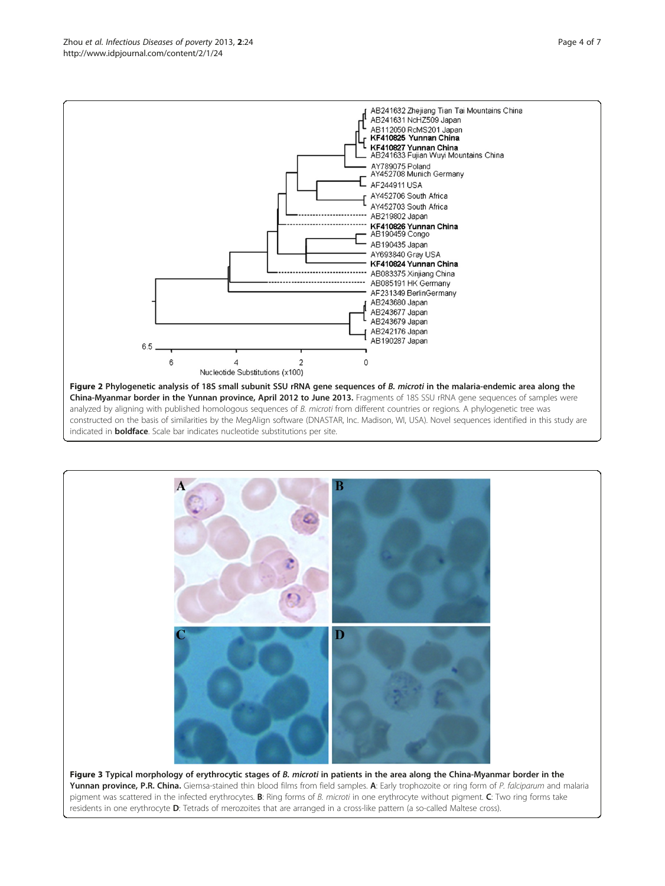**Figure 2 Phylogenetic analysis of 18S small subunit SSU rRNA gene sequences of *B. microti* in the malaria-endemic area along the China-Myanmar border in the Yunnan province, April 2012 to June 2013.** Fragments of 18S SSU rRNA gene sequences of samples were analyzed by aligning with published homologous sequences of *B. microti* from different countries or regions. A phylogenetic tree was constructed on the basis of similarities by the MegAlign software (DNASTAR, Inc. Madison, WI, USA). Novel sequences identified in this study are indicated in **boldface**. Scale bar indicates nucleotide substitutions per site.

**Figure 3 Typical morphology of erythrocytic stages of *B. microti* in patients in the area along the China-Myanmar border in the Yunnan province, P.R. China.** Giemsa-stained thin blood films from field samples. **A**: Early trophozoite or ring form of *P. falciparum* and malaria pigment was scattered in the infected erythrocytes. **B**: Ring forms of *B. microti* in one erythrocyte without pigment. **C**: Two ring forms take residents in one erythrocyte **D**: Tetrads of merozoites that are arranged in a cross-like pattern (a so-called Maltese cross).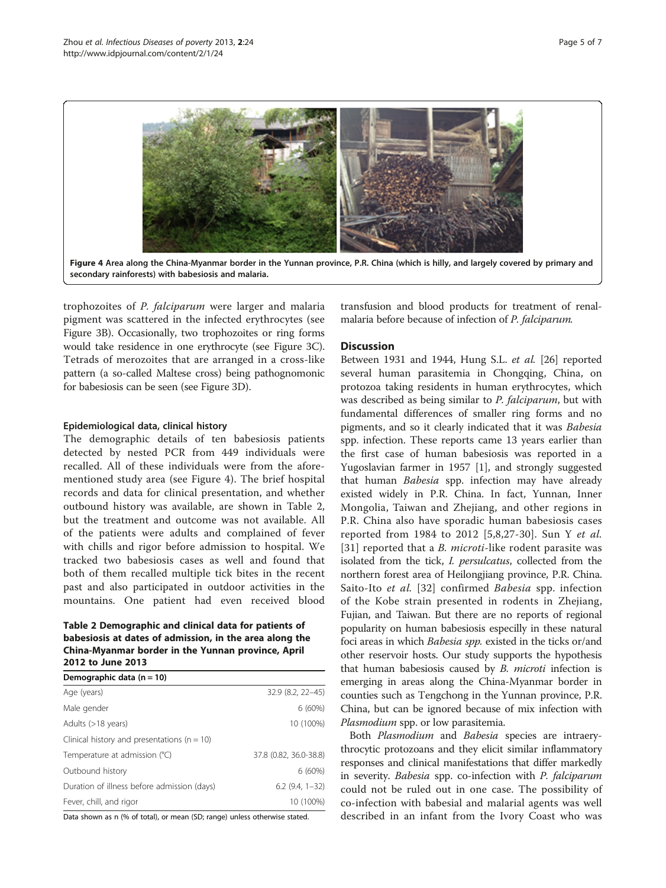Figure 4 Area along the China-Myanmar border in the Yunnan province, P.R. China (which is hilly, and largely covered by primary and secondary rainforests) with babesiosis and malaria.

trophozoites of *P. falciparum* were larger and malaria pigment was scattered in the infected erythrocytes (see Figure 3B). Occasionally, two trophozoites or ring forms would take residence in one erythrocyte (see Figure 3C). Tetrads of merozoites that are arranged in a cross-like pattern (a so-called Maltese cross) being pathognomonic for babesiosis can be seen (see Figure 3D).

#### Epidemiological data, clinical history

The demographic details of ten babesiosis patients detected by nested PCR from 449 individuals were recalled. All of these individuals were from the aforementioned study area (see Figure 4). The brief hospital records and data for clinical presentation, and whether outbound history was available, are shown in Table 2, but the treatment and outcome was not available. All of the patients were adults and complained of fever with chills and rigor before admission to hospital. We tracked two babesiosis cases as well and found that both of them recalled multiple tick bites in the recent past and also participated in outdoor activities in the mountains. One patient had even received blood transfusion and blood products for treatment of renal-malaria before because of infection of *P. falciparum*.

**Table 2 Demographic and clinical data for patients of babesiosis at dates of admission, in the area along the China-Myanmar border in the Yunnan province, April 2012 to June 2013**

| Demographic data (n = 10) | |
|---|---|
| Age (years) | 32.9 (8.2, 22–45) |
| Male gender | 6 (60%) |
| Adults (>18 years) | 10 (100%) |
| Clinical history and presentations (n = 10) | |
| Temperature at admission (°C) | 37.8 (0.82, 36.0-38.8) |
| Outbound history | 6 (60%) |
| Duration of illness before admission (days) | 6.2 (9.4, 1–32) |
| Fever, chill, and rigor | 10 (100%) |

Data shown as n (% of total), or mean (SD; range) unless otherwise stated.

## Discussion

Between 1931 and 1944, Hung S.L. *et al.* [26] reported several human parasitemia in Chongqing, China, on protozoa taking residents in human erythrocytes, which was described as being similar to *P. falciparum*, but with fundamental differences of smaller ring forms and no pigments, and so it clearly indicated that it was *Babesia* spp. infection. These reports came 13 years earlier than the first case of human babesiosis was reported in a Yugoslavian farmer in 1957 [1], and strongly suggested that human *Babesia* spp. infection may have already existed widely in P.R. China. In fact, Yunnan, Inner Mongolia, Taiwan and Zhejiang, and other regions in P.R. China also have sporadic human babesiosis cases reported from 1984 to 2012 [5,8,27-30]. Sun Y *et al.* [31] reported that a *B. microti*-like rodent parasite was isolated from the tick, *I. persulcatus*, collected from the northern forest area of Heilongjiang province, P.R. China. Saito-Ito *et al.* [32] confirmed *Babesia* spp. infection of the Kobe strain presented in rodents in Zhejiang, Fujian, and Taiwan. But there are no reports of regional popularity on human babesiosis especilly in these natural foci areas in which *Babesia spp.* existed in the ticks or/and other reservoir hosts. Our study supports the hypothesis that human babesiosis caused by *B. microti* infection is emerging in areas along the China-Myanmar border in counties such as Tengchong in the Yunnan province, P.R. China, but can be ignored because of mix infection with *Plasmodium* spp. or low parasitemia.

Both *Plasmodium* and *Babesia* species are intraerythrocytic protozoans and they elicit similar inflammatory responses and clinical manifestations that differ markedly in severity. *Babesia* spp. co-infection with *P. falciparum* could not be ruled out in one case. The possibility of co-infection with babesial and malarial agents was well described in an infant from the Ivory Coast who was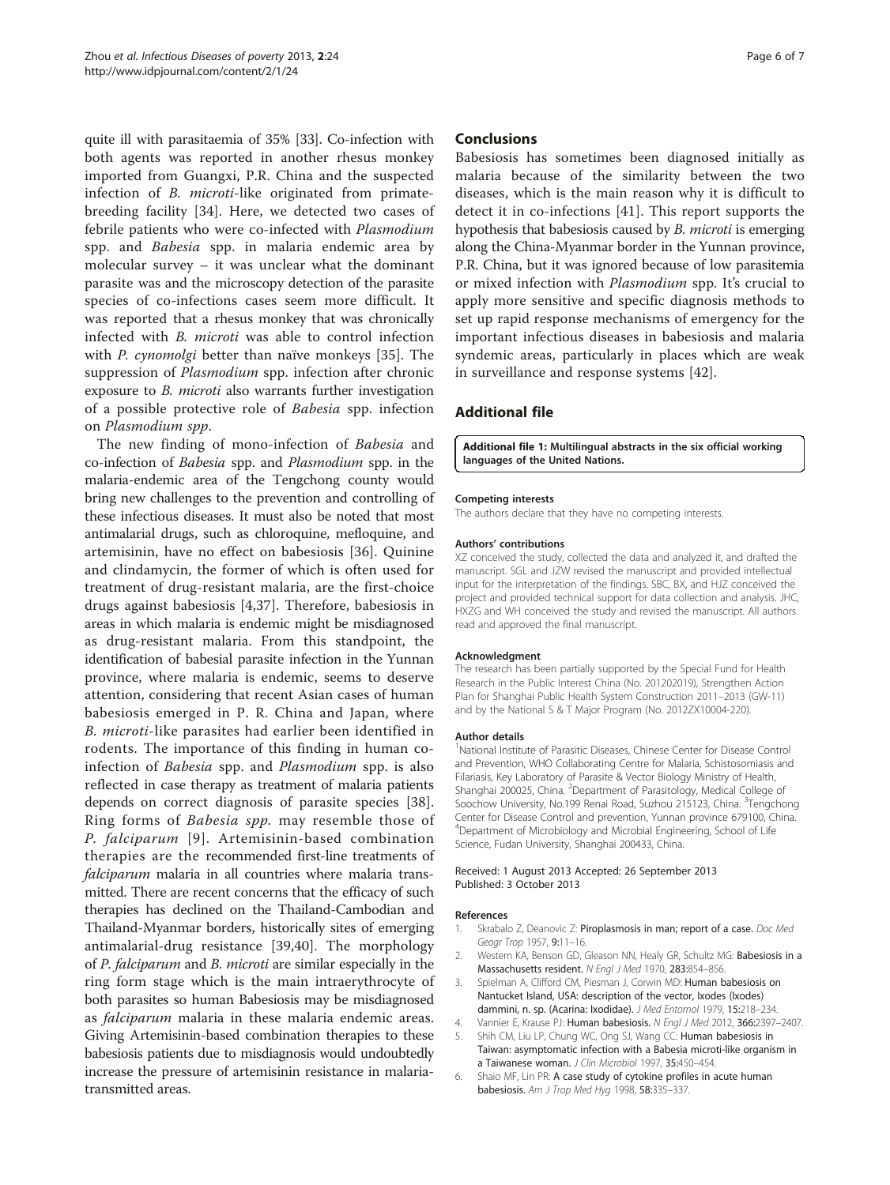quite ill with parasitaemia of 35% [33]. Co-infection with both agents was reported in another rhesus monkey imported from Guangxi, P.R. China and the suspected infection of *B. microti*-like originated from primate-breeding facility [34]. Here, we detected two cases of febrile patients who were co-infected with *Plasmodium* spp. and *Babesia* spp. in malaria endemic area by molecular survey – it was unclear what the dominant parasite was and the microscopy detection of the parasite species of co-infections cases seem more difficult. It was reported that a rhesus monkey that was chronically infected with *B. microti* was able to control infection with *P. cynomolgi* better than naïve monkeys [35]. The suppression of *Plasmodium* spp. infection after chronic exposure to *B. microti* also warrants further investigation of a possible protective role of *Babesia* spp. infection on *Plasmodium spp*.

The new finding of mono-infection of *Babesia* and co-infection of *Babesia* spp. and *Plasmodium* spp. in the malaria-endemic area of the Tengchong county would bring new challenges to the prevention and controlling of these infectious diseases. It must also be noted that most antimalarial drugs, such as chloroquine, mefloquine, and artemisinin, have no effect on babesiosis [36]. Quinine and clindamycin, the former of which is often used for treatment of drug-resistant malaria, are the first-choice drugs against babesiosis [4,37]. Therefore, babesiosis in areas in which malaria is endemic might be misdiagnosed as drug-resistant malaria. From this standpoint, the identification of babesial parasite infection in the Yunnan province, where malaria is endemic, seems to deserve attention, considering that recent Asian cases of human babesiosis emerged in P. R. China and Japan, where *B. microti*-like parasites had earlier been identified in rodents. The importance of this finding in human co-infection of *Babesia* spp. and *Plasmodium* spp. is also reflected in case therapy as treatment of malaria patients depends on correct diagnosis of parasite species [38]. Ring forms of *Babesia spp.* may resemble those of *P. falciparum* [9]. Artemisinin-based combination therapies are the recommended first-line treatments of *falciparum* malaria in all countries where malaria transmitted. There are recent concerns that the efficacy of such therapies has declined on the Thailand-Cambodian and Thailand-Myanmar borders, historically sites of emerging antimalarial-drug resistance [39,40]. The morphology of *P. falciparum* and *B. microti* are similar especially in the ring form stage which is the main intraerythrocyte of both parasites so human Babesiosis may be misdiagnosed as *falciparum* malaria in these malaria endemic areas. Giving Artemisinin-based combination therapies to these babesiosis patients due to misdiagnosis would undoubtedly increase the pressure of artemisinin resistance in malaria-transmitted areas.

## Conclusions

Babesiosis has sometimes been diagnosed initially as malaria because of the similarity between the two diseases, which is the main reason why it is difficult to detect it in co-infections [41]. This report supports the hypothesis that babesiosis caused by *B. microti* is emerging along the China-Myanmar border in the Yunnan province, P.R. China, but it was ignored because of low parasitemia or mixed infection with *Plasmodium* spp. It's crucial to apply more sensitive and specific diagnosis methods to set up rapid response mechanisms of emergency for the important infectious diseases in babesiosis and malaria syndemic areas, particularly in places which are weak in surveillance and response systems [42].

## Additional file

**Additional file 1: Multilingual abstracts in the six official working languages of the United Nations.**

#### Competing interests

The authors declare that they have no competing interests.

#### Authors' contributions

XZ conceived the study, collected the data and analyzed it, and drafted the manuscript. SGL and JZW revised the manuscript and provided intellectual input for the interpretation of the findings. SBC, BX, and HJZ conceived the project and provided technical support for data collection and analysis. JHC, HXZG and WH conceived the study and revised the manuscript. All authors read and approved the final manuscript.

#### Acknowledgment

The research has been partially supported by the Special Fund for Health Research in the Public Interest China (No. 201202019), Strengthen Action Plan for Shanghai Public Health System Construction 2011–2013 (GW-11) and by the National S & T Major Program (No. 2012ZX10004-220).

#### Author details

[1]National Institute of Parasitic Diseases, Chinese Center for Disease Control and Prevention, WHO Collaborating Centre for Malaria, Schistosomiasis and Filariasis, Key Laboratory of Parasite & Vector Biology Ministry of Health, Shanghai 200025, China. [2]Department of Parasitology, Medical College of Soochow University, No.199 Renai Road, Suzhou 215123, China. [3]Tengchong Center for Disease Control and prevention, Yunnan province 679100, China. [4]Department of Microbiology and Microbial Engineering, School of Life Science, Fudan University, Shanghai 200433, China.

Received: 1 August 2013 Accepted: 26 September 2013
Published: 3 October 2013

#### References

1. Skrabalo Z, Deanovic Z: **Piroplasmosis in man; report of a case.** *Doc Med Geogr Trop* 1957, **9:**11–16.
2. Western KA, Benson GD, Gleason NN, Healy GR, Schultz MG: **Babesiosis in a Massachusetts resident.** *N Engl J Med* 1970, **283:**854–856.
3. Spielman A, Clifford CM, Piesman J, Corwin MD: **Human babesiosis on Nantucket Island, USA: description of the vector, Ixodes (Ixodes) dammini, n. sp. (Acarina: Ixodidae).** *J Med Entomol* 1979, **15:**218–234.
4. Vannier E, Krause PJ: **Human babesiosis.** *N Engl J Med* 2012, **366:**2397–2407.
5. Shih CM, Liu LP, Chung WC, Ong SJ, Wang CC: **Human babesiosis in Taiwan: asymptomatic infection with a Babesia microti-like organism in a Taiwanese woman.** *J Clin Microbiol* 1997, **35:**450–454.
6. Shaio MF, Lin PR: **A case study of cytokine profiles in acute human babesiosis.** *Am J Trop Med Hyg* 1998, **58:**335–337.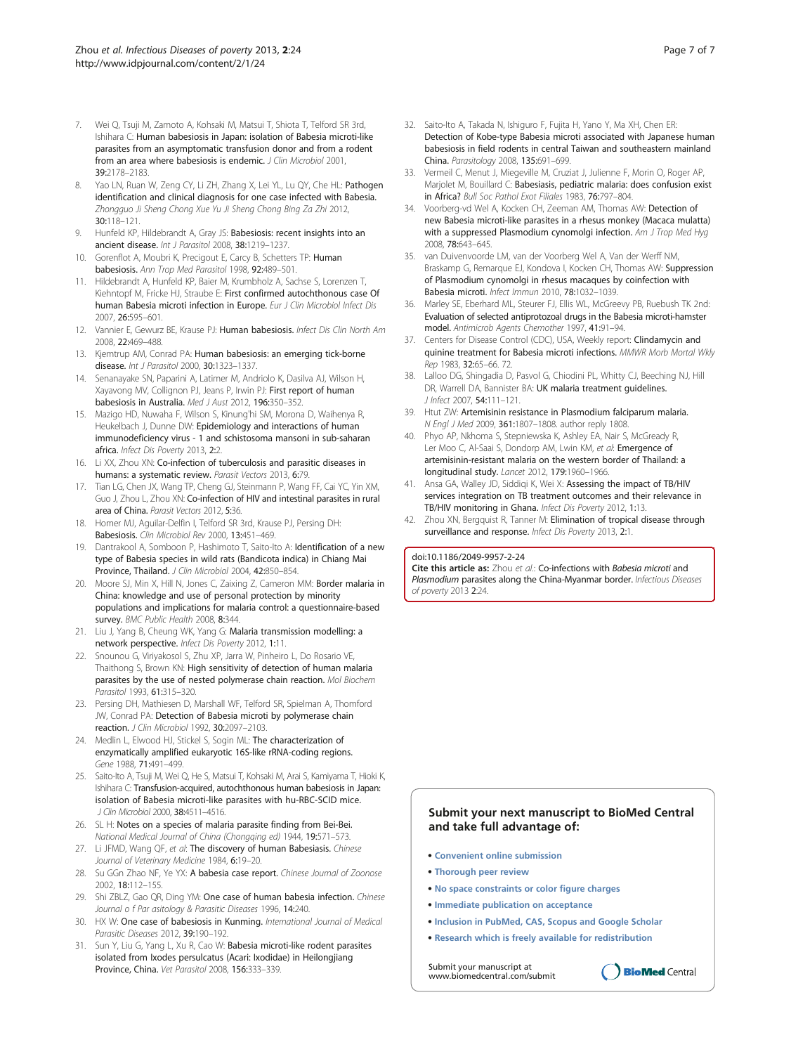7. Wei Q, Tsuji M, Zamoto A, Kohsaki M, Matsui T, Shiota T, Telford SR 3rd, Ishihara C: **Human babesiosis in Japan: isolation of Babesia microti-like parasites from an asymptomatic transfusion donor and from a rodent from an area where babesiosis is endemic.** *J Clin Microbiol* 2001, **39:**2178–2183.
8. Yao LN, Ruan W, Zeng CY, Li ZH, Zhang X, Lei YL, Lu QY, Che HL: **Pathogen identification and clinical diagnosis for one case infected with Babesia.** *Zhongguo Ji Sheng Chong Xue Yu Ji Sheng Chong Bing Za Zhi* 2012, **30:**118–121.
9. Hunfeld KP, Hildebrandt A, Gray JS: **Babesiosis: recent insights into an ancient disease.** *Int J Parasitol* 2008, **38:**1219–1237.
10. Gorenflot A, Moubri K, Precigout E, Carcy B, Schetters TP: **Human babesiosis.** *Ann Trop Med Parasitol* 1998, **92:**489–501.
11. Hildebrandt A, Hunfeld KP, Baier M, Krumbholz A, Sachse S, Lorenzen T, Kiehntopf M, Fricke HJ, Straube E: **First confirmed autochthonous case Of human Babesia microti infection in Europe.** *Eur J Clin Microbiol Infect Dis* 2007, **26:**595–601.
12. Vannier E, Gewurz BE, Krause PJ: **Human babesiosis.** *Infect Dis Clin North Am* 2008, **22:**469–488.
13. Kjemtrup AM, Conrad PA: **Human babesiosis: an emerging tick-borne disease.** *Int J Parasitol* 2000, **30:**1323–1337.
14. Senanayake SN, Paparini A, Latimer M, Andriolo K, Dasilva AJ, Wilson H, Xayavong MV, Collignon PJ, Jeans P, Irwin PJ: **First report of human babesiosis in Australia.** *Med J Aust* 2012, **196:**350–352.
15. Mazigo HD, Nuwaha F, Wilson S, Kinung'hi SM, Morona D, Waihenya R, Heukelbach J, Dunne DW: **Epidemiology and interactions of human immunodeficiency virus - 1 and schistosoma mansoni in sub-saharan africa.** *Infect Dis Poverty* 2013, **2:**2.
16. Li XX, Zhou XN: **Co-infection of tuberculosis and parasitic diseases in humans: a systematic review.** *Parasit Vectors* 2013, **6:**79.
17. Tian LG, Chen JX, Wang TP, Cheng GJ, Steinmann P, Wang FF, Cai YC, Yin XM, Guo J, Zhou L, Zhou XN: **Co-infection of HIV and intestinal parasites in rural area of China.** *Parasit Vectors* 2012, **5:**36.
18. Homer MJ, Aguilar-Delfin I, Telford SR 3rd, Krause PJ, Persing DH: **Babesiosis.** *Clin Microbiol Rev* 2000, **13:**451–469.
19. Dantrakool A, Somboon P, Hashimoto T, Saito-Ito A: **Identification of a new type of Babesia species in wild rats (Bandicota indica) in Chiang Mai Province, Thailand.** *J Clin Microbiol* 2004, **42:**850–854.
20. Moore SJ, Min X, Hill N, Jones C, Zaixing Z, Cameron MM: **Border malaria in China: knowledge and use of personal protection by minority populations and implications for malaria control: a questionnaire-based survey.** *BMC Public Health* 2008, **8:**344.
21. Liu J, Yang B, Cheung WK, Yang G: **Malaria transmission modelling: a network perspective.** *Infect Dis Poverty* 2012, **1:**11.
22. Snounou G, Viriyakosol S, Zhu XP, Jarra W, Pinheiro L, Do Rosario VE, Thaithong S, Brown KN: **High sensitivity of detection of human malaria parasites by the use of nested polymerase chain reaction.** *Mol Biochem Parasitol* 1993, **61:**315–320.
23. Persing DH, Mathiesen D, Marshall WF, Telford SR, Spielman A, Thomford JW, Conrad PA: **Detection of Babesia microti by polymerase chain reaction.** *J Clin Microbiol* 1992, **30:**2097–2103.
24. Medlin L, Elwood HJ, Stickel S, Sogin ML: **The characterization of enzymatically amplified eukaryotic 16S-like rRNA-coding regions.** *Gene* 1988, **71:**491–499.
25. Saito-Ito A, Tsuji M, Wei Q, He S, Matsui T, Kohsaki M, Arai S, Kamiyama T, Hioki K, Ishihara C: **Transfusion-acquired, autochthonous human babesiosis in Japan: isolation of Babesia microti-like parasites with hu-RBC-SCID mice.** *J Clin Microbiol* 2000, **38:**4511–4516.
26. SL H: **Notes on a species of malaria parasite finding from Bei-Bei.** *National Medical Journal of China (Chongqing ed)* 1944, **19:**571–573.
27. Li JFMD, Wang QF, *et al*: **The discovery of human Babesiasis.** *Chinese Journal of Veterinary Medicine* 1984, **6:**19–20.
28. Su GGn Zhao NF, Ye YX: **A babesia case report.** *Chinese Journal of Zoonose* 2002, **18:**112–155.
29. Shi ZBLZ, Gao QR, Ding YM: **One case of human babesia infection.** *Chinese Journal o f Par asitology & Parasitic Diseases* 1996, **14:**240.
30. HX W: **One case of babesiosis in Kunming.** *International Journal of Medical Parasitic Diseases* 2012, **39:**190–192.
31. Sun Y, Liu G, Yang L, Xu R, Cao W: **Babesia microti-like rodent parasites isolated from Ixodes persulcatus (Acari: Ixodidae) in Heilongjiang Province, China.** *Vet Parasitol* 2008, **156:**333–339.
32. Saito-Ito A, Takada N, Ishiguro F, Fujita H, Yano Y, Ma XH, Chen ER: **Detection of Kobe-type Babesia microti associated with Japanese human babesiosis in field rodents in central Taiwan and southeastern mainland China.** *Parasitology* 2008, **135:**691–699.
33. Vermeil C, Menut J, Miegeville M, Cruziat J, Julienne F, Morin O, Roger AP, Marjolet M, Bouillard C: **Babesiasis, pediatric malaria: does confusion exist in Africa?** *Bull Soc Pathol Exot Filiales* 1983, **76:**797–804.
34. Voorberg-vd Wel A, Kocken CH, Zeeman AM, Thomas AW: **Detection of new Babesia microti-like parasites in a rhesus monkey (Macaca mulatta) with a suppressed Plasmodium cynomolgi infection.** *Am J Trop Med Hyg* 2008, **78:**643–645.
35. van Duivenvoorde LM, van der Voorberg Wel A, Van der Werff NM, Braskamp G, Remarque EJ, Kondova I, Kocken CH, Thomas AW: **Suppression of Plasmodium cynomolgi in rhesus macaques by coinfection with Babesia microti.** *Infect Immun* 2010, **78:**1032–1039.
36. Marley SE, Eberhard ML, Steurer FJ, Ellis WL, McGreevy PB, Ruebush TK 2nd: **Evaluation of selected antiprotozoal drugs in the Babesia microti-hamster model.** *Antimicrob Agents Chemother* 1997, **41:**91–94.
37. Centers for Disease Control (CDC), USA, Weekly report: **Clindamycin and quinine treatment for Babesia microti infections.** *MMWR Morb Mortal Wkly Rep* 1983, **32:**65–66. 72.
38. Lalloo DG, Shingadia D, Pasvol G, Chiodini PL, Whitty CJ, Beeching NJ, Hill DR, Warrell DA, Bannister BA: **UK malaria treatment guidelines.** *J Infect* 2007, **54:**111–121.
39. Htut ZW: **Artemisinin resistance in Plasmodium falciparum malaria.** *N Engl J Med* 2009, **361:**1807–1808. author reply 1808.
40. Phyo AP, Nkhoma S, Stepniewska K, Ashley EA, Nair S, McGready R, Ler Moo C, Al-Saai S, Dondorp AM, Lwin KM, *et al*: **Emergence of artemisinin-resistant malaria on the western border of Thailand: a longitudinal study.** *Lancet* 2012, **179:**1960–1966.
41. Ansa GA, Walley JD, Siddiqi K, Wei X: **Assessing the impact of TB/HIV services integration on TB treatment outcomes and their relevance in TB/HIV monitoring in Ghana.** *Infect Dis Poverty* 2012, **1:**13.
42. Zhou XN, Bergquist R, Tanner M: **Elimination of tropical disease through surveillance and response.** *Infect Dis Poverty* 2013, **2:**1.

doi:10.1186/2049-9957-2-24

**Cite this article as:** Zhou *et al.*: Co-infections with *Babesia microti* and *Plasmodium* parasites along the China-Myanmar border. *Infectious Diseases of poverty* 2013 **2**:24.

**Submit your next manuscript to BioMed Central and take full advantage of:**

- **Convenient online submission**
- **Thorough peer review**
- **No space constraints or color figure charges**
- **Immediate publication on acceptance**
- **Inclusion in PubMed, CAS, Scopus and Google Scholar**
- **Research which is freely available for redistribution**

Submit your manuscript at
www.biomedcentral.com/submit

BioMed Central